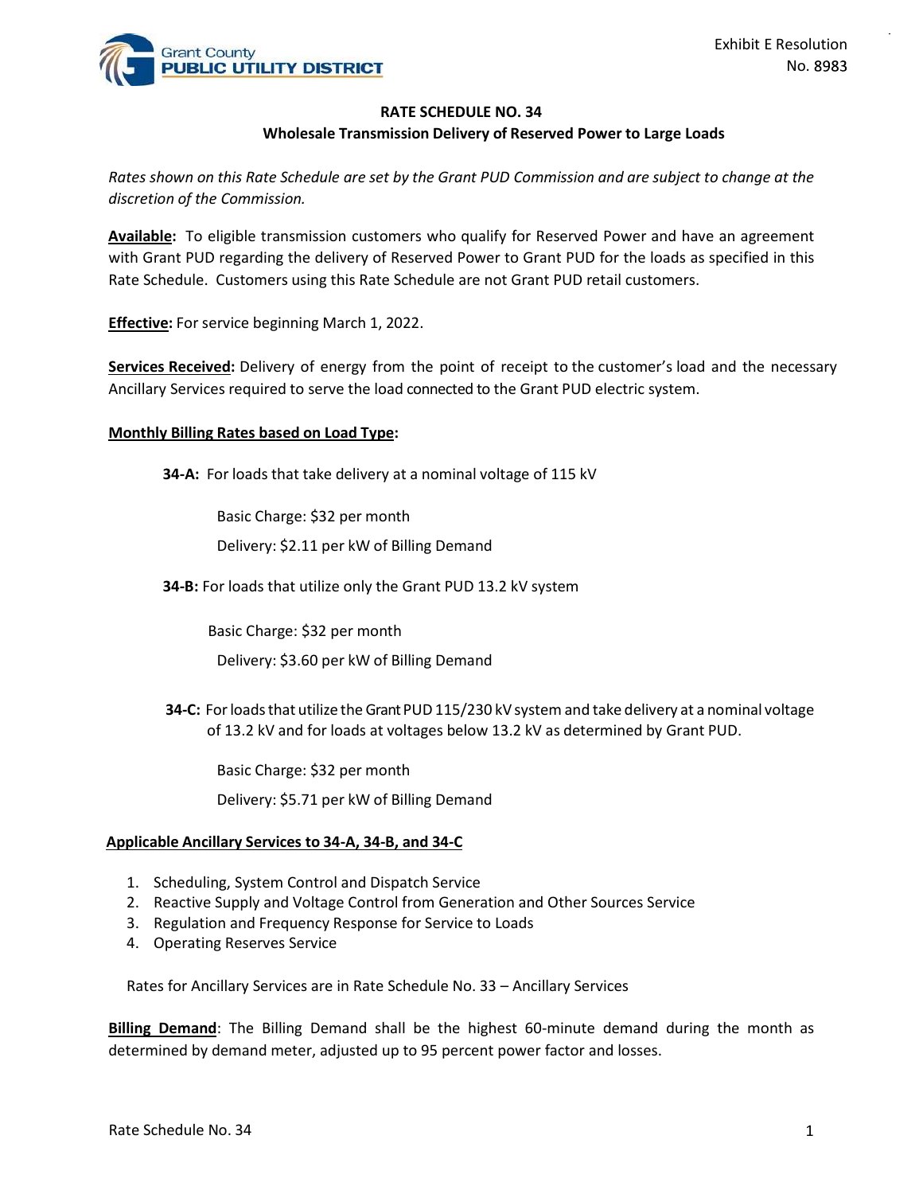Exhibit E Resolution No. 8983

# RATE SCHEDULE NO. 34
## Wholesale Transmission Delivery of Reserved Power to Large Loads

*Rates shown on this Rate Schedule are set by the Grant PUD Commission and are subject to change at the discretion of the Commission.*

**Available:** To eligible transmission customers who qualify for Reserved Power and have an agreement with Grant PUD regarding the delivery of Reserved Power to Grant PUD for the loads as specified in this Rate Schedule. Customers using this Rate Schedule are not Grant PUD retail customers.

**Effective:** For service beginning March 1, 2022.

**Services Received:** Delivery of energy from the point of receipt to the customer's load and the necessary Ancillary Services required to serve the load connected to the Grant PUD electric system.

**Monthly Billing Rates based on Load Type:**

**34-A:** For loads that take delivery at a nominal voltage of 115 kV

Basic Charge: $32 per month

Delivery: $2.11 per kW of Billing Demand

**34-B:** For loads that utilize only the Grant PUD 13.2 kV system

Basic Charge: $32 per month

Delivery: $3.60 per kW of Billing Demand

**34-C:** For loads that utilize the Grant PUD 115/230 kV system and take delivery at a nominal voltage of 13.2 kV and for loads at voltages below 13.2 kV as determined by Grant PUD.

Basic Charge: $32 per month

Delivery: $5.71 per kW of Billing Demand

**Applicable Ancillary Services to 34-A, 34-B, and 34-C**

1. Scheduling, System Control and Dispatch Service
2. Reactive Supply and Voltage Control from Generation and Other Sources Service
3. Regulation and Frequency Response for Service to Loads
4. Operating Reserves Service

Rates for Ancillary Services are in Rate Schedule No. 33 – Ancillary Services

**Billing Demand**: The Billing Demand shall be the highest 60-minute demand during the month as determined by demand meter, adjusted up to 95 percent power factor and losses.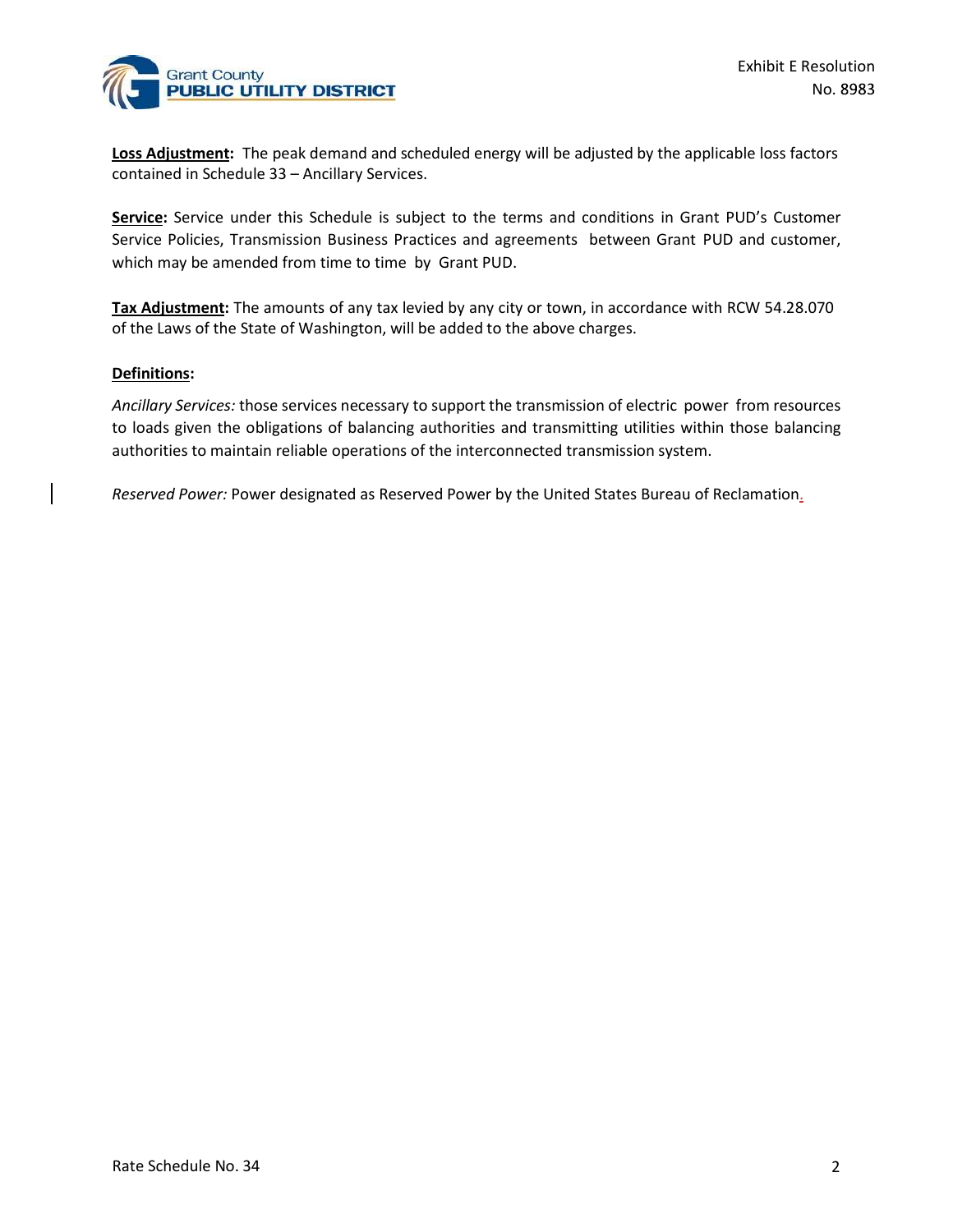**Loss Adjustment:** The peak demand and scheduled energy will be adjusted by the applicable loss factors contained in Schedule 33 – Ancillary Services.

**Service:** Service under this Schedule is subject to the terms and conditions in Grant PUD's Customer Service Policies, Transmission Business Practices and agreements between Grant PUD and customer, which may be amended from time to time by Grant PUD.

**Tax Adjustment:** The amounts of any tax levied by any city or town, in accordance with RCW 54.28.070 of the Laws of the State of Washington, will be added to the above charges.

**Definitions:**

*Ancillary Services:* those services necessary to support the transmission of electric power from resources to loads given the obligations of balancing authorities and transmitting utilities within those balancing authorities to maintain reliable operations of the interconnected transmission system.

*Reserved Power:* Power designated as Reserved Power by the United States Bureau of Reclamation.